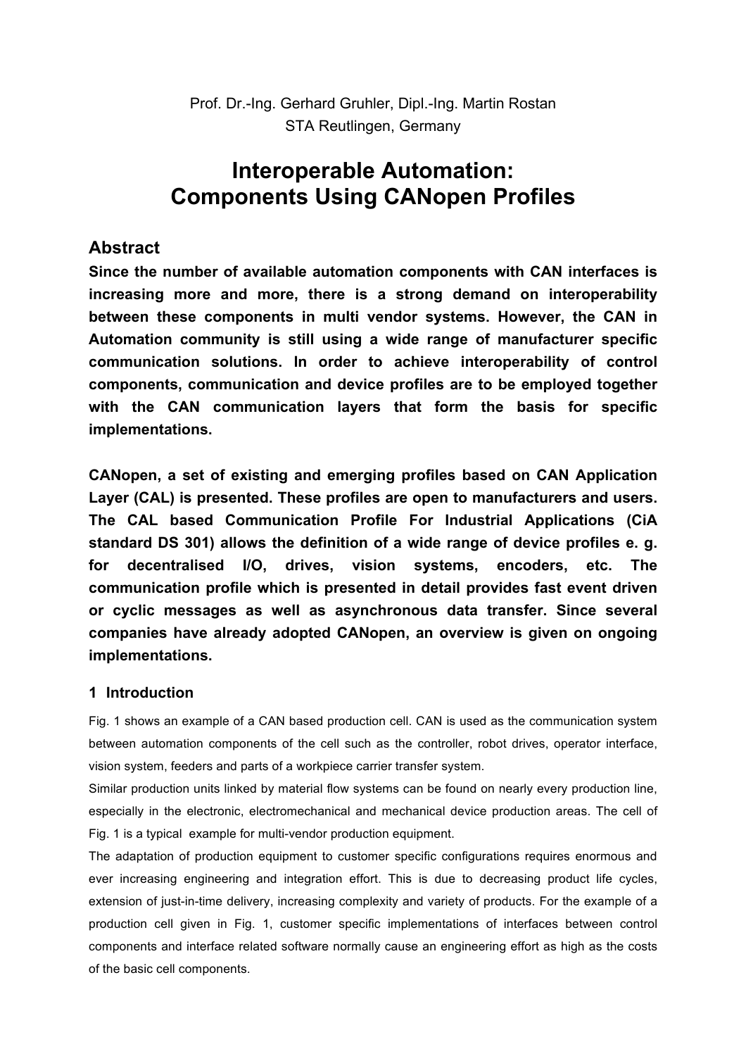Prof. Dr.-Ing. Gerhard Gruhler, Dipl.-Ing. Martin Rostan
STA Reutlingen, Germany

# Interoperable Automation: Components Using CANopen Profiles

## Abstract

**Since the number of available automation components with CAN interfaces is increasing more and more, there is a strong demand on interoperability between these components in multi vendor systems. However, the CAN in Automation community is still using a wide range of manufacturer specific communication solutions. In order to achieve interoperability of control components, communication and device profiles are to be employed together with the CAN communication layers that form the basis for specific implementations.**

**CANopen, a set of existing and emerging profiles based on CAN Application Layer (CAL) is presented. These profiles are open to manufacturers and users. The CAL based Communication Profile For Industrial Applications (CiA standard DS 301) allows the definition of a wide range of device profiles e. g. for decentralised I/O, drives, vision systems, encoders, etc. The communication profile which is presented in detail provides fast event driven or cyclic messages as well as asynchronous data transfer. Since several companies have already adopted CANopen, an overview is given on ongoing implementations.**

### 1 Introduction

Fig. 1 shows an example of a CAN based production cell. CAN is used as the communication system between automation components of the cell such as the controller, robot drives, operator interface, vision system, feeders and parts of a workpiece carrier transfer system.

Similar production units linked by material flow systems can be found on nearly every production line, especially in the electronic, electromechanical and mechanical device production areas. The cell of Fig. 1 is a typical example for multi-vendor production equipment.

The adaptation of production equipment to customer specific configurations requires enormous and ever increasing engineering and integration effort. This is due to decreasing product life cycles, extension of just-in-time delivery, increasing complexity and variety of products. For the example of a production cell given in Fig. 1, customer specific implementations of interfaces between control components and interface related software normally cause an engineering effort as high as the costs of the basic cell components.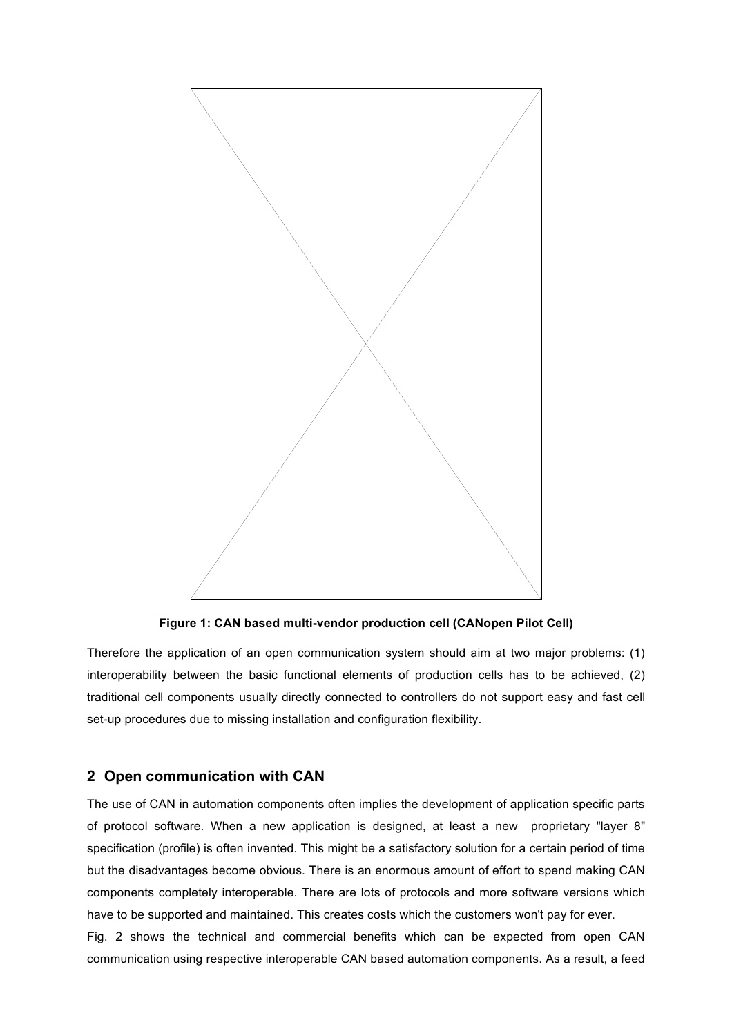**Figure 1: CAN based multi-vendor production cell (CANopen Pilot Cell)**

Therefore the application of an open communication system should aim at two major problems: (1) interoperability between the basic functional elements of production cells has to be achieved, (2) traditional cell components usually directly connected to controllers do not support easy and fast cell set-up procedures due to missing installation and configuration flexibility.

## 2 Open communication with CAN

The use of CAN in automation components often implies the development of application specific parts of protocol software. When a new application is designed, at least a new proprietary "layer 8" specification (profile) is often invented. This might be a satisfactory solution for a certain period of time but the disadvantages become obvious. There is an enormous amount of effort to spend making CAN components completely interoperable. There are lots of protocols and more software versions which have to be supported and maintained. This creates costs which the customers won't pay for ever.

Fig. 2 shows the technical and commercial benefits which can be expected from open CAN communication using respective interoperable CAN based automation components. As a result, a feed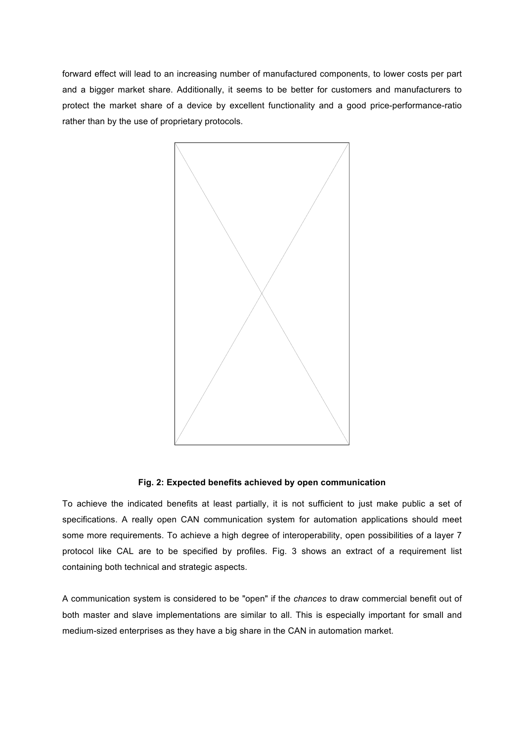forward effect will lead to an increasing number of manufactured components, to lower costs per part and a bigger market share. Additionally, it seems to be better for customers and manufacturers to protect the market share of a device by excellent functionality and a good price-performance-ratio rather than by the use of proprietary protocols.

**Fig. 2: Expected benefits achieved by open communication**

To achieve the indicated benefits at least partially, it is not sufficient to just make public a set of specifications. A really open CAN communication system for automation applications should meet some more requirements. To achieve a high degree of interoperability, open possibilities of a layer 7 protocol like CAL are to be specified by profiles. Fig. 3 shows an extract of a requirement list containing both technical and strategic aspects.

A communication system is considered to be "open" if the *chances* to draw commercial benefit out of both master and slave implementations are similar to all. This is especially important for small and medium-sized enterprises as they have a big share in the CAN in automation market.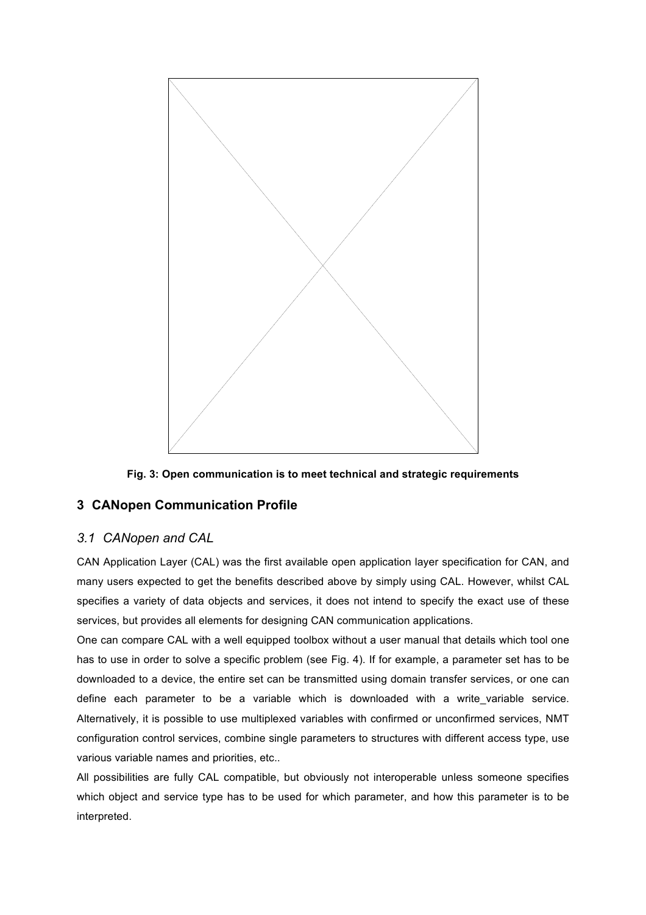**Fig. 3: Open communication is to meet technical and strategic requirements**

## 3 CANopen Communication Profile

### *3.1 CANopen and CAL*

CAN Application Layer (CAL) was the first available open application layer specification for CAN, and many users expected to get the benefits described above by simply using CAL. However, whilst CAL specifies a variety of data objects and services, it does not intend to specify the exact use of these services, but provides all elements for designing CAN communication applications.

One can compare CAL with a well equipped toolbox without a user manual that details which tool one has to use in order to solve a specific problem (see Fig. 4). If for example, a parameter set has to be downloaded to a device, the entire set can be transmitted using domain transfer services, or one can define each parameter to be a variable which is downloaded with a write_variable service. Alternatively, it is possible to use multiplexed variables with confirmed or unconfirmed services, NMT configuration control services, combine single parameters to structures with different access type, use various variable names and priorities, etc..

All possibilities are fully CAL compatible, but obviously not interoperable unless someone specifies which object and service type has to be used for which parameter, and how this parameter is to be interpreted.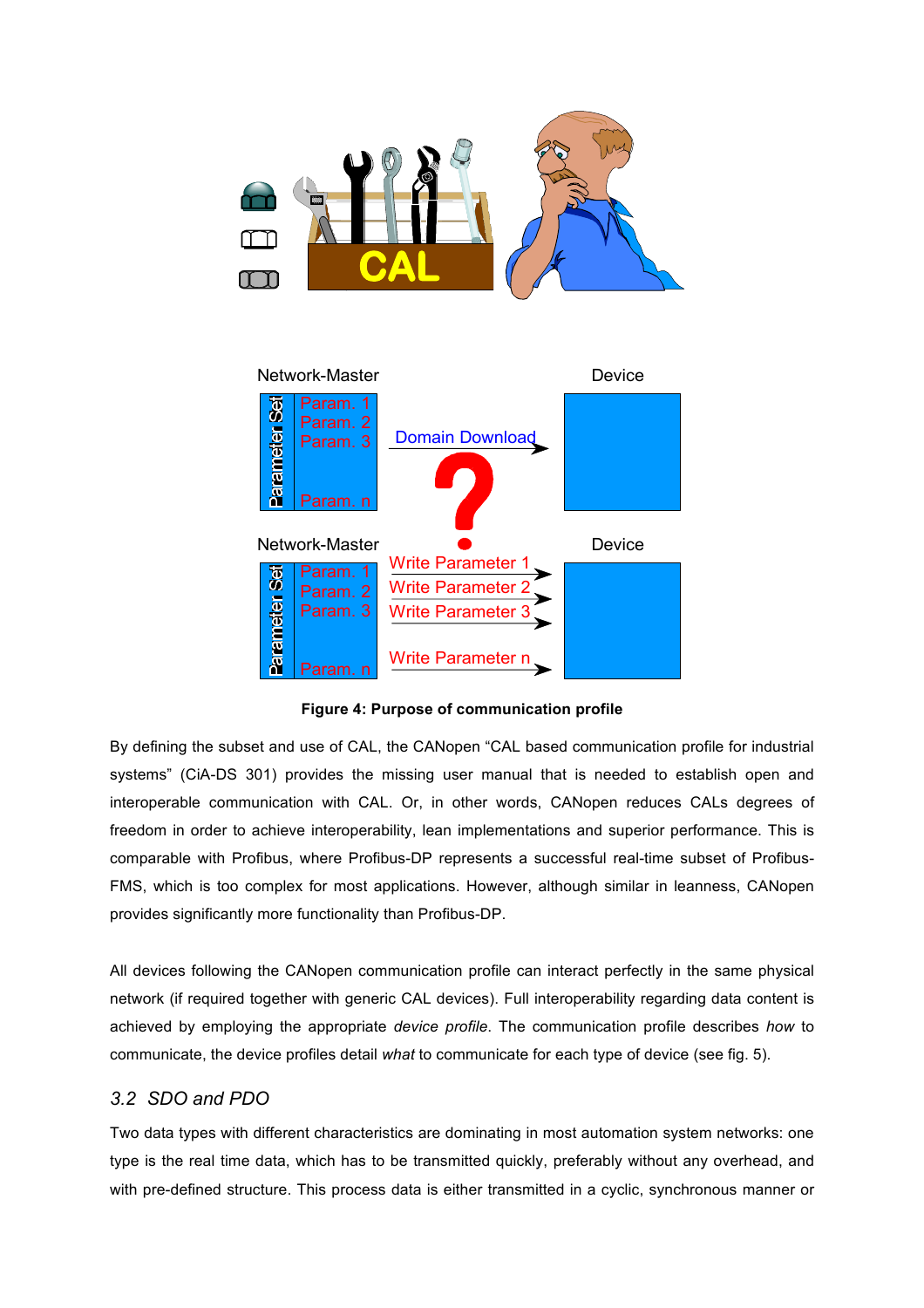**Figure 4: Purpose of communication profile**

By defining the subset and use of CAL, the CANopen "CAL based communication profile for industrial systems" (CiA-DS 301) provides the missing user manual that is needed to establish open and interoperable communication with CAL. Or, in other words, CANopen reduces CALs degrees of freedom in order to achieve interoperability, lean implementations and superior performance. This is comparable with Profibus, where Profibus-DP represents a successful real-time subset of Profibus-FMS, which is too complex for most applications. However, although similar in leanness, CANopen provides significantly more functionality than Profibus-DP.

All devices following the CANopen communication profile can interact perfectly in the same physical network (if required together with generic CAL devices). Full interoperability regarding data content is achieved by employing the appropriate *device profile*. The communication profile describes *how* to communicate, the device profiles detail *what* to communicate for each type of device (see fig. 5).

## *3.2 SDO and PDO*

Two data types with different characteristics are dominating in most automation system networks: one type is the real time data, which has to be transmitted quickly, preferably without any overhead, and with pre-defined structure. This process data is either transmitted in a cyclic, synchronous manner or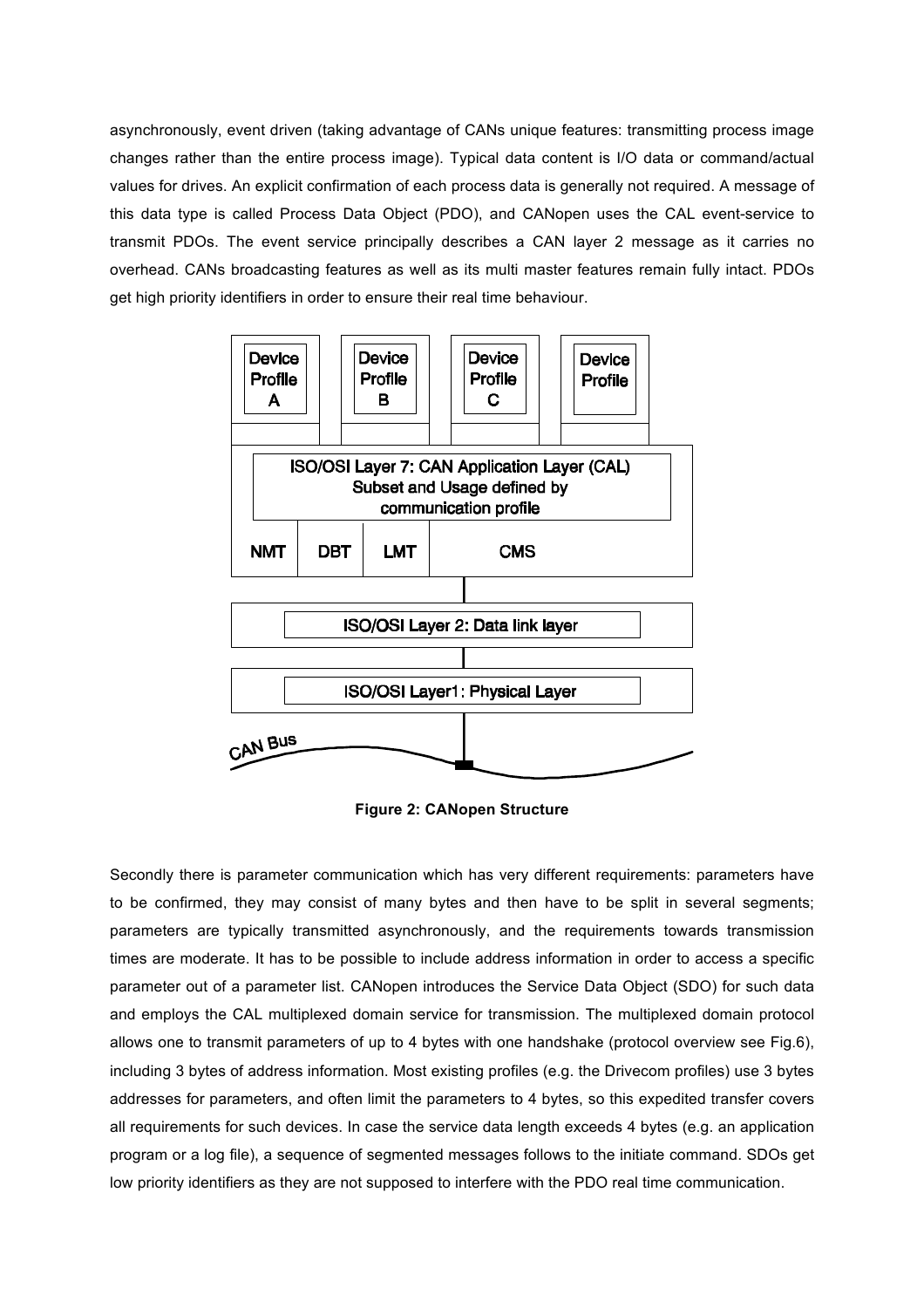asynchronously, event driven (taking advantage of CANs unique features: transmitting process image changes rather than the entire process image). Typical data content is I/O data or command/actual values for drives. An explicit confirmation of each process data is generally not required. A message of this data type is called Process Data Object (PDO), and CANopen uses the CAL event-service to transmit PDOs. The event service principally describes a CAN layer 2 message as it carries no overhead. CANs broadcasting features as well as its multi master features remain fully intact. PDOs get high priority identifiers in order to ensure their real time behaviour.

Device Profile A

Device Profile B

Device Profile C

Device Profile

ISO/OSI Layer 7: CAN Application Layer (CAL)
Subset and Usage defined by communication profile

NMT | DBT | LMT | CMS

ISO/OSI Layer 2: Data link layer

ISO/OSI Layer1: Physical Layer

CAN Bus

**Figure 2: CANopen Structure**

Secondly there is parameter communication which has very different requirements: parameters have to be confirmed, they may consist of many bytes and then have to be split in several segments; parameters are typically transmitted asynchronously, and the requirements towards transmission times are moderate. It has to be possible to include address information in order to access a specific parameter out of a parameter list. CANopen introduces the Service Data Object (SDO) for such data and employs the CAL multiplexed domain service for transmission. The multiplexed domain protocol allows one to transmit parameters of up to 4 bytes with one handshake (protocol overview see Fig.6), including 3 bytes of address information. Most existing profiles (e.g. the Drivecom profiles) use 3 bytes addresses for parameters, and often limit the parameters to 4 bytes, so this expedited transfer covers all requirements for such devices. In case the service data length exceeds 4 bytes (e.g. an application program or a log file), a sequence of segmented messages follows to the initiate command. SDOs get low priority identifiers as they are not supposed to interfere with the PDO real time communication.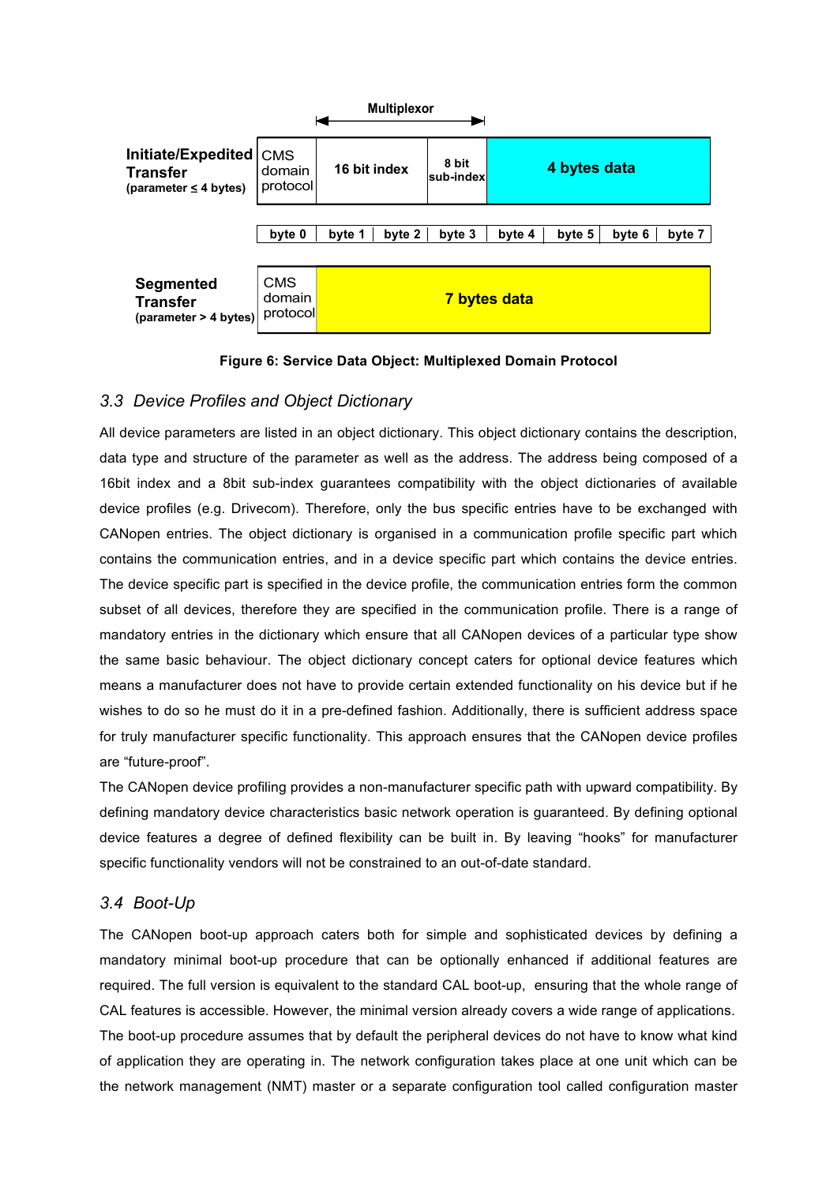| | Multiplexor | | | | | | | |
|---|---|---|---|---|---|---|---|---|
| **Initiate/Expedited Transfer** (parameter ≤ 4 bytes) | CMS domain protocol | 16 bit index | | 8 bit sub-index | 4 bytes data | | | |
| | byte 0 | byte 1 | byte 2 | byte 3 | byte 4 | byte 5 | byte 6 | byte 7 |
| **Segmented Transfer** (parameter > 4 bytes) | CMS domain protocol | 7 bytes data | | | | | | |

**Figure 6: Service Data Object: Multiplexed Domain Protocol**

## *3.3 Device Profiles and Object Dictionary*

All device parameters are listed in an object dictionary. This object dictionary contains the description, data type and structure of the parameter as well as the address. The address being composed of a 16bit index and a 8bit sub-index guarantees compatibility with the object dictionaries of available device profiles (e.g. Drivecom). Therefore, only the bus specific entries have to be exchanged with CANopen entries. The object dictionary is organised in a communication profile specific part which contains the communication entries, and in a device specific part which contains the device entries. The device specific part is specified in the device profile, the communication entries form the common subset of all devices, therefore they are specified in the communication profile. There is a range of mandatory entries in the dictionary which ensure that all CANopen devices of a particular type show the same basic behaviour. The object dictionary concept caters for optional device features which means a manufacturer does not have to provide certain extended functionality on his device but if he wishes to do so he must do it in a pre-defined fashion. Additionally, there is sufficient address space for truly manufacturer specific functionality. This approach ensures that the CANopen device profiles are "future-proof".

The CANopen device profiling provides a non-manufacturer specific path with upward compatibility. By defining mandatory device characteristics basic network operation is guaranteed. By defining optional device features a degree of defined flexibility can be built in. By leaving "hooks" for manufacturer specific functionality vendors will not be constrained to an out-of-date standard.

## *3.4 Boot-Up*

The CANopen boot-up approach caters both for simple and sophisticated devices by defining a mandatory minimal boot-up procedure that can be optionally enhanced if additional features are required. The full version is equivalent to the standard CAL boot-up, ensuring that the whole range of CAL features is accessible. However, the minimal version already covers a wide range of applications. The boot-up procedure assumes that by default the peripheral devices do not have to know what kind of application they are operating in. The network configuration takes place at one unit which can be the network management (NMT) master or a separate configuration tool called configuration master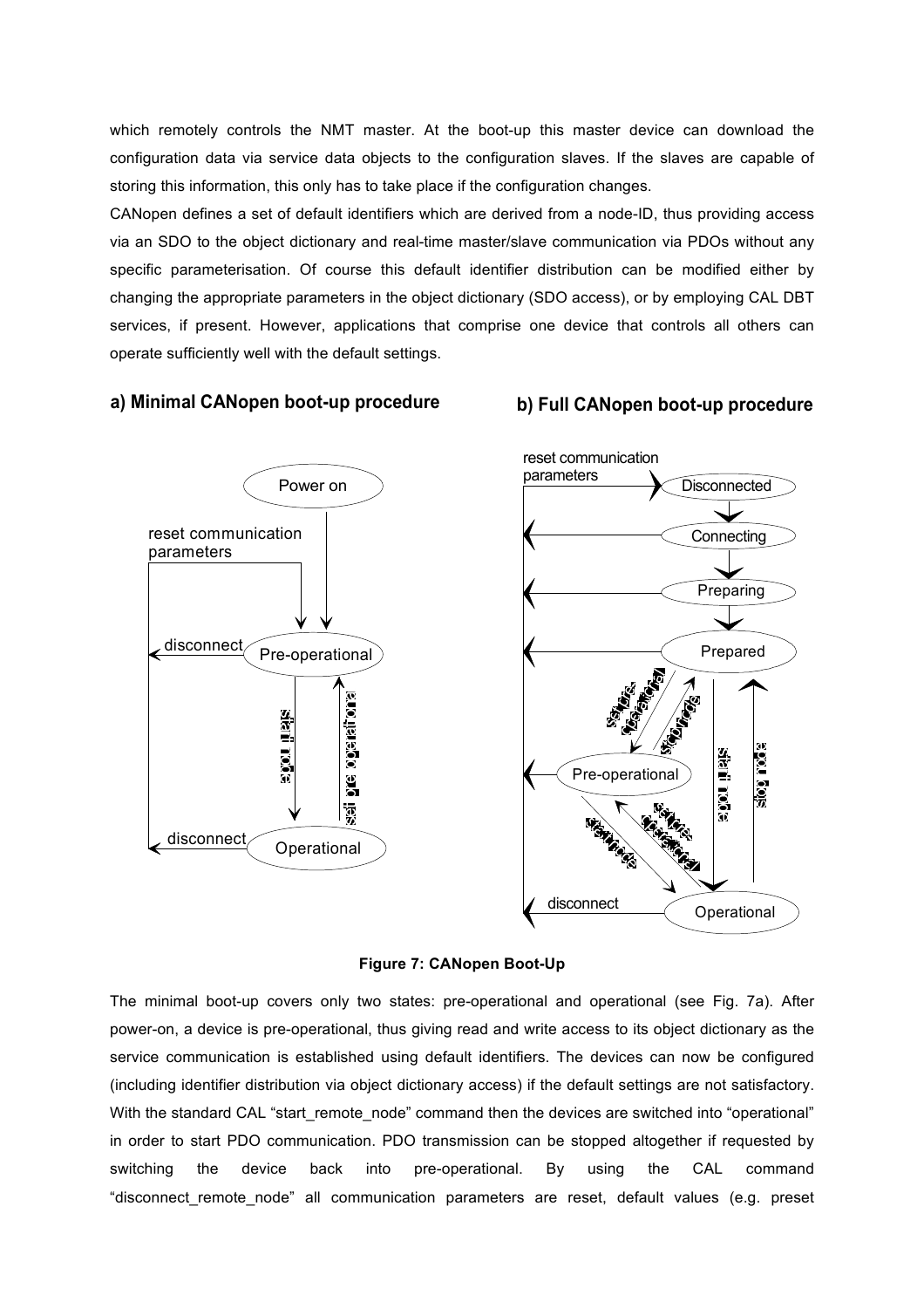which remotely controls the NMT master. At the boot-up this master device can download the configuration data via service data objects to the configuration slaves. If the slaves are capable of storing this information, this only has to take place if the configuration changes.

CANopen defines a set of default identifiers which are derived from a node-ID, thus providing access via an SDO to the object dictionary and real-time master/slave communication via PDOs without any specific parameterisation. Of course this default identifier distribution can be modified either by changing the appropriate parameters in the object dictionary (SDO access), or by employing CAL DBT services, if present. However, applications that comprise one device that controls all others can operate sufficiently well with the default settings.

**a) Minimal CANopen boot-up procedure**

**b) Full CANopen boot-up procedure**

**Figure 7: CANopen Boot-Up**

The minimal boot-up covers only two states: pre-operational and operational (see Fig. 7a). After power-on, a device is pre-operational, thus giving read and write access to its object dictionary as the service communication is established using default identifiers. The devices can now be configured (including identifier distribution via object dictionary access) if the default settings are not satisfactory. With the standard CAL "start_remote_node" command then the devices are switched into "operational" in order to start PDO communication. PDO transmission can be stopped altogether if requested by switching the device back into pre-operational. By using the CAL command "disconnect_remote_node" all communication parameters are reset, default values (e.g. preset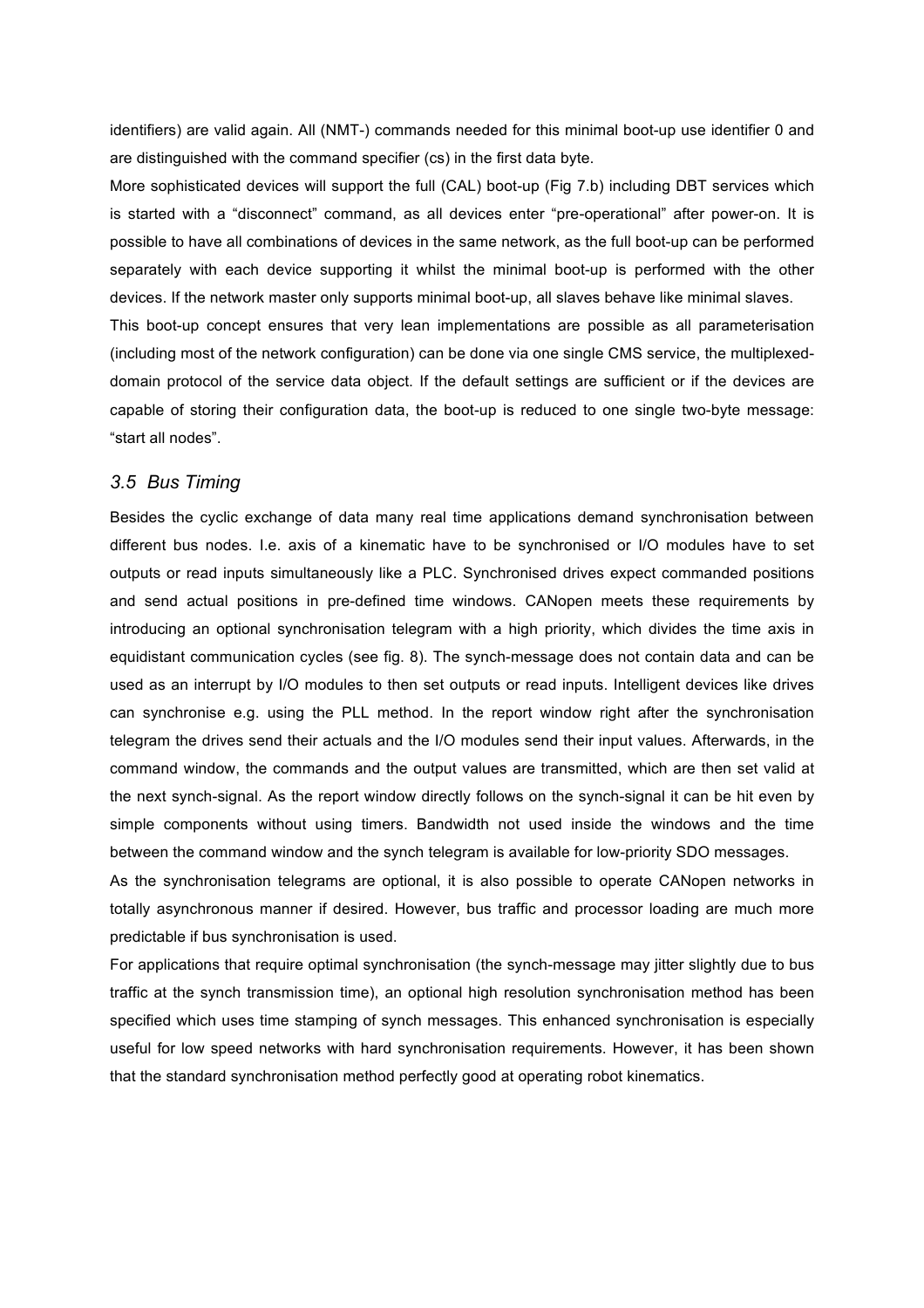identifiers) are valid again. All (NMT-) commands needed for this minimal boot-up use identifier 0 and are distinguished with the command specifier (cs) in the first data byte.

More sophisticated devices will support the full (CAL) boot-up (Fig 7.b) including DBT services which is started with a "disconnect" command, as all devices enter "pre-operational" after power-on. It is possible to have all combinations of devices in the same network, as the full boot-up can be performed separately with each device supporting it whilst the minimal boot-up is performed with the other devices. If the network master only supports minimal boot-up, all slaves behave like minimal slaves.

This boot-up concept ensures that very lean implementations are possible as all parameterisation (including most of the network configuration) can be done via one single CMS service, the multiplexed-domain protocol of the service data object. If the default settings are sufficient or if the devices are capable of storing their configuration data, the boot-up is reduced to one single two-byte message: "start all nodes".

### *3.5 Bus Timing*

Besides the cyclic exchange of data many real time applications demand synchronisation between different bus nodes. I.e. axis of a kinematic have to be synchronised or I/O modules have to set outputs or read inputs simultaneously like a PLC. Synchronised drives expect commanded positions and send actual positions in pre-defined time windows. CANopen meets these requirements by introducing an optional synchronisation telegram with a high priority, which divides the time axis in equidistant communication cycles (see fig. 8). The synch-message does not contain data and can be used as an interrupt by I/O modules to then set outputs or read inputs. Intelligent devices like drives can synchronise e.g. using the PLL method. In the report window right after the synchronisation telegram the drives send their actuals and the I/O modules send their input values. Afterwards, in the command window, the commands and the output values are transmitted, which are then set valid at the next synch-signal. As the report window directly follows on the synch-signal it can be hit even by simple components without using timers. Bandwidth not used inside the windows and the time between the command window and the synch telegram is available for low-priority SDO messages.

As the synchronisation telegrams are optional, it is also possible to operate CANopen networks in totally asynchronous manner if desired. However, bus traffic and processor loading are much more predictable if bus synchronisation is used.

For applications that require optimal synchronisation (the synch-message may jitter slightly due to bus traffic at the synch transmission time), an optional high resolution synchronisation method has been specified which uses time stamping of synch messages. This enhanced synchronisation is especially useful for low speed networks with hard synchronisation requirements. However, it has been shown that the standard synchronisation method perfectly good at operating robot kinematics.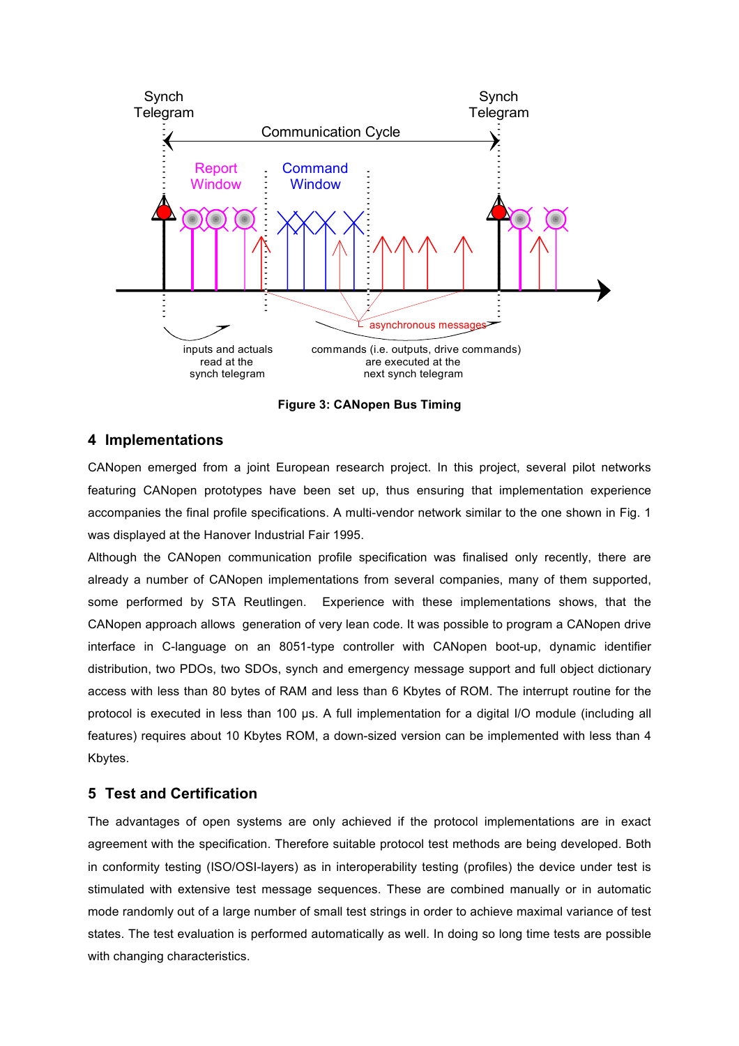Figure 3: CANopen Bus Timing

## 4 Implementations

CANopen emerged from a joint European research project. In this project, several pilot networks featuring CANopen prototypes have been set up, thus ensuring that implementation experience accompanies the final profile specifications. A multi-vendor network similar to the one shown in Fig. 1 was displayed at the Hanover Industrial Fair 1995.

Although the CANopen communication profile specification was finalised only recently, there are already a number of CANopen implementations from several companies, many of them supported, some performed by STA Reutlingen. Experience with these implementations shows, that the CANopen approach allows generation of very lean code. It was possible to program a CANopen drive interface in C-language on an 8051-type controller with CANopen boot-up, dynamic identifier distribution, two PDOs, two SDOs, synch and emergency message support and full object dictionary access with less than 80 bytes of RAM and less than 6 Kbytes of ROM. The interrupt routine for the protocol is executed in less than 100 µs. A full implementation for a digital I/O module (including all features) requires about 10 Kbytes ROM, a down-sized version can be implemented with less than 4 Kbytes.

## 5 Test and Certification

The advantages of open systems are only achieved if the protocol implementations are in exact agreement with the specification. Therefore suitable protocol test methods are being developed. Both in conformity testing (ISO/OSI-layers) as in interoperability testing (profiles) the device under test is stimulated with extensive test message sequences. These are combined manually or in automatic mode randomly out of a large number of small test strings in order to achieve maximal variance of test states. The test evaluation is performed automatically as well. In doing so long time tests are possible with changing characteristics.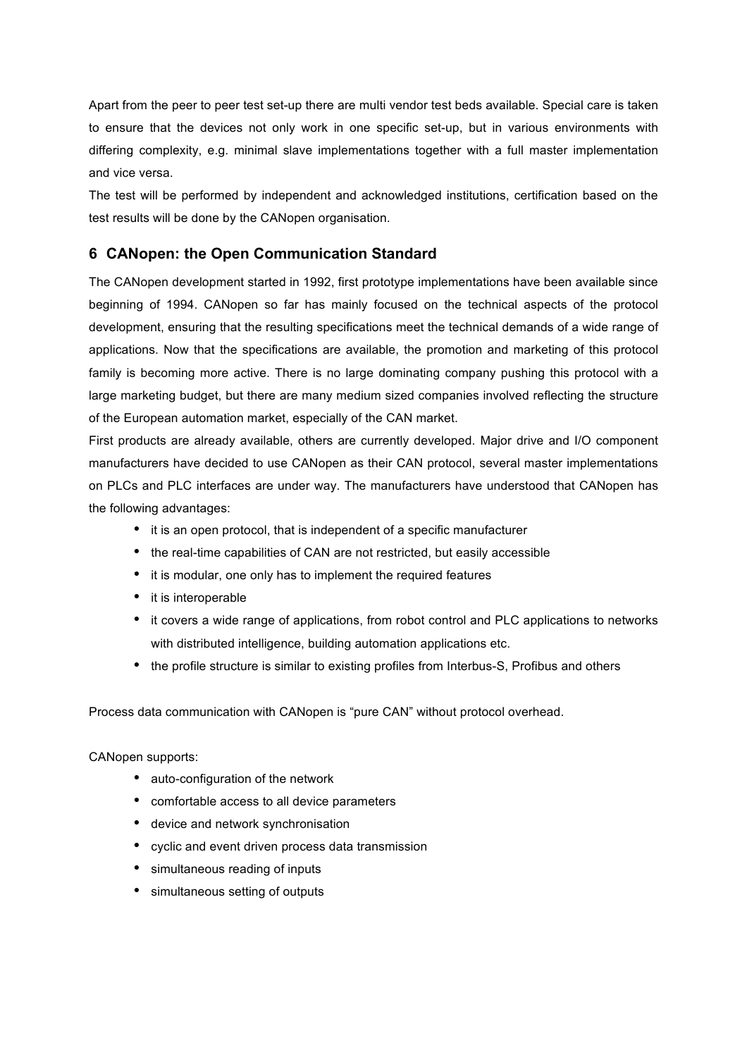Apart from the peer to peer test set-up there are multi vendor test beds available. Special care is taken to ensure that the devices not only work in one specific set-up, but in various environments with differing complexity, e.g. minimal slave implementations together with a full master implementation and vice versa.

The test will be performed by independent and acknowledged institutions, certification based on the test results will be done by the CANopen organisation.

## 6 CANopen: the Open Communication Standard

The CANopen development started in 1992, first prototype implementations have been available since beginning of 1994. CANopen so far has mainly focused on the technical aspects of the protocol development, ensuring that the resulting specifications meet the technical demands of a wide range of applications. Now that the specifications are available, the promotion and marketing of this protocol family is becoming more active. There is no large dominating company pushing this protocol with a large marketing budget, but there are many medium sized companies involved reflecting the structure of the European automation market, especially of the CAN market.

First products are already available, others are currently developed. Major drive and I/O component manufacturers have decided to use CANopen as their CAN protocol, several master implementations on PLCs and PLC interfaces are under way. The manufacturers have understood that CANopen has the following advantages:

- it is an open protocol, that is independent of a specific manufacturer
- the real-time capabilities of CAN are not restricted, but easily accessible
- it is modular, one only has to implement the required features
- it is interoperable
- it covers a wide range of applications, from robot control and PLC applications to networks with distributed intelligence, building automation applications etc.
- the profile structure is similar to existing profiles from Interbus-S, Profibus and others

Process data communication with CANopen is “pure CAN” without protocol overhead.

CANopen supports:

- auto-configuration of the network
- comfortable access to all device parameters
- device and network synchronisation
- cyclic and event driven process data transmission
- simultaneous reading of inputs
- simultaneous setting of outputs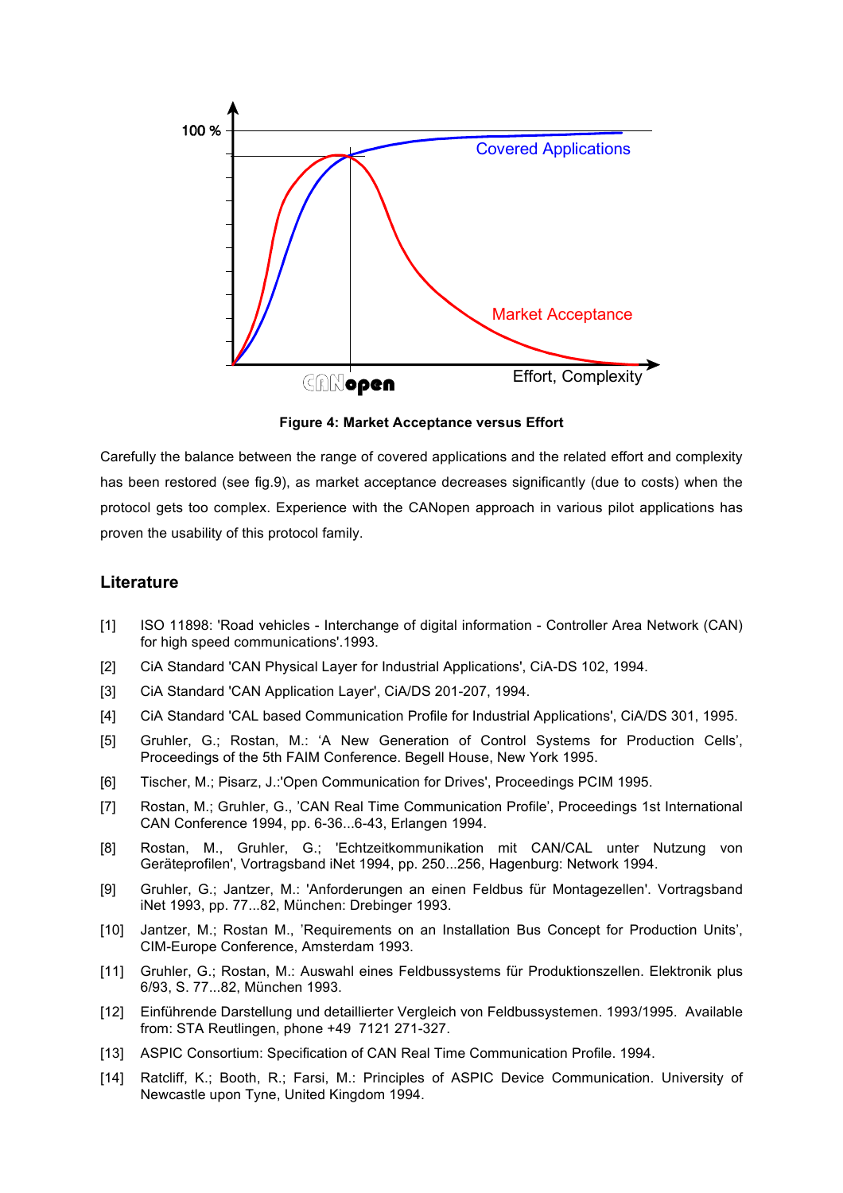100 %

Covered Applications

Market Acceptance

Effort, Complexity

CANopen

**Figure 4: Market Acceptance versus Effort**

Carefully the balance between the range of covered applications and the related effort and complexity has been restored (see fig.9), as market acceptance decreases significantly (due to costs) when the protocol gets too complex. Experience with the CANopen approach in various pilot applications has proven the usability of this protocol family.

## Literature

[1] ISO 11898: 'Road vehicles - Interchange of digital information - Controller Area Network (CAN) for high speed communications'.1993.

[2] CiA Standard 'CAN Physical Layer for Industrial Applications', CiA-DS 102, 1994.

[3] CiA Standard 'CAN Application Layer', CiA/DS 201-207, 1994.

[4] CiA Standard 'CAL based Communication Profile for Industrial Applications', CiA/DS 301, 1995.

[5] Gruhler, G.; Rostan, M.: 'A New Generation of Control Systems for Production Cells', Proceedings of the 5th FAIM Conference. Begell House, New York 1995.

[6] Tischer, M.; Pisarz, J.:'Open Communication for Drives', Proceedings PCIM 1995.

[7] Rostan, M.; Gruhler, G., 'CAN Real Time Communication Profile', Proceedings 1st International CAN Conference 1994, pp. 6-36...6-43, Erlangen 1994.

[8] Rostan, M., Gruhler, G.; 'Echtzeitkommunikation mit CAN/CAL unter Nutzung von Geräteprofilen', Vortragsband iNet 1994, pp. 250...256, Hagenburg: Network 1994.

[9] Gruhler, G.; Jantzer, M.: 'Anforderungen an einen Feldbus für Montagezellen'. Vortragsband iNet 1993, pp. 77...82, München: Drebinger 1993.

[10] Jantzer, M.; Rostan M., 'Requirements on an Installation Bus Concept for Production Units', CIM-Europe Conference, Amsterdam 1993.

[11] Gruhler, G.; Rostan, M.: Auswahl eines Feldbussystems für Produktionszellen. Elektronik plus 6/93, S. 77...82, München 1993.

[12] Einführende Darstellung und detaillierter Vergleich von Feldbussystemen. 1993/1995. Available from: STA Reutlingen, phone +49 7121 271-327.

[13] ASPIC Consortium: Specification of CAN Real Time Communication Profile. 1994.

[14] Ratcliff, K.; Booth, R.; Farsi, M.: Principles of ASPIC Device Communication. University of Newcastle upon Tyne, United Kingdom 1994.